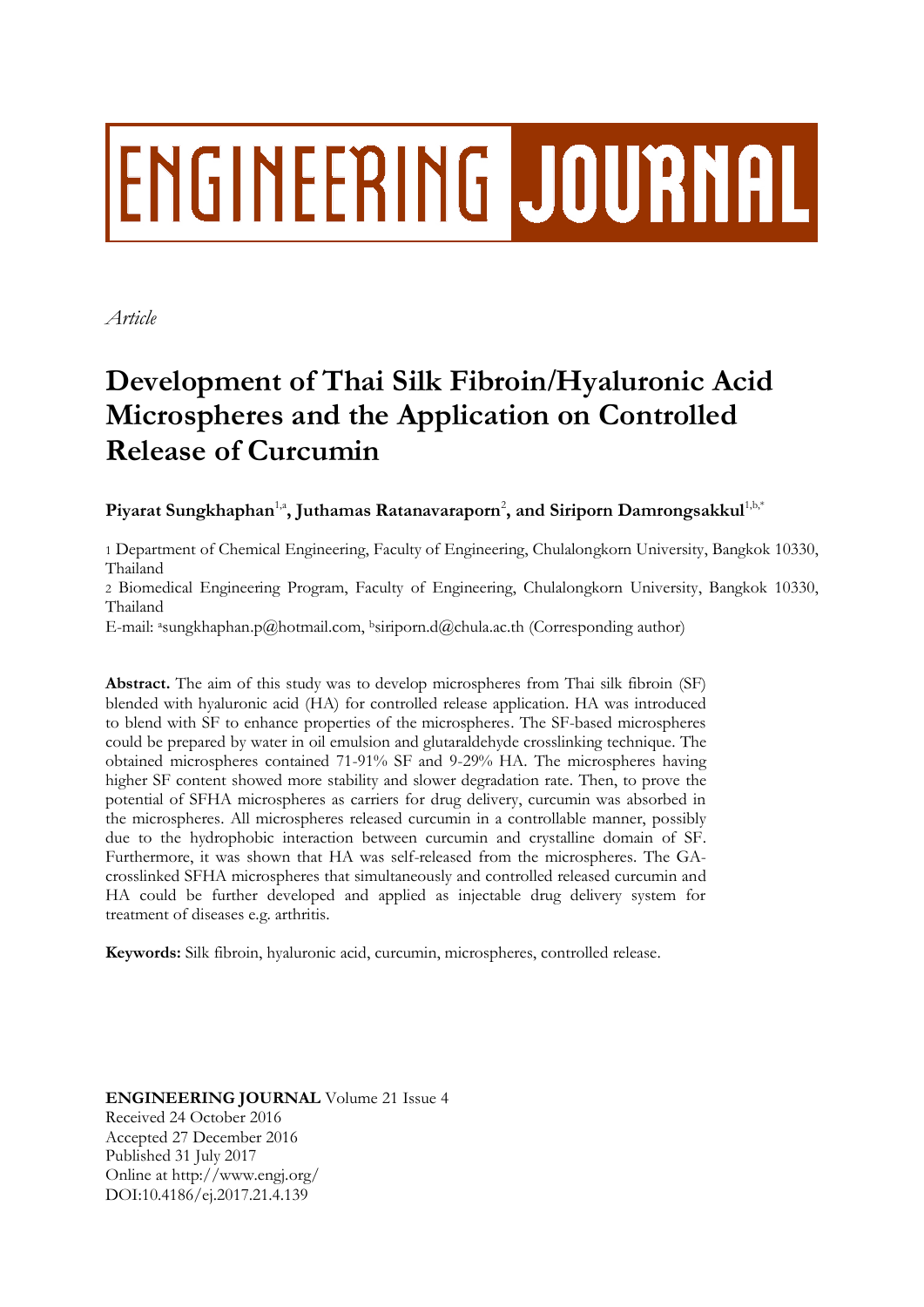# ENGINEERING JOURNAL

*Article*

# Development of Thai Silk Fibroin/Hyaluronic Acid Microspheres and the Application on Controlled Release of Curcumin

**Piyarat Sungkhaphan**[1,a]**, Juthamas Ratanavaraporn**[2]**, and Siriporn Damrongsakkul**[1,b,*]

1 Department of Chemical Engineering, Faculty of Engineering, Chulalongkorn University, Bangkok 10330, Thailand

2 Biomedical Engineering Program, Faculty of Engineering, Chulalongkorn University, Bangkok 10330, Thailand

E-mail: [a]sungkhaphan.p@hotmail.com, [b]siriporn.d@chula.ac.th (Corresponding author)

**Abstract.** The aim of this study was to develop microspheres from Thai silk fibroin (SF) blended with hyaluronic acid (HA) for controlled release application. HA was introduced to blend with SF to enhance properties of the microspheres. The SF-based microspheres could be prepared by water in oil emulsion and glutaraldehyde crosslinking technique. The obtained microspheres contained 71-91% SF and 9-29% HA. The microspheres having higher SF content showed more stability and slower degradation rate. Then, to prove the potential of SFHA microspheres as carriers for drug delivery, curcumin was absorbed in the microspheres. All microspheres released curcumin in a controllable manner, possibly due to the hydrophobic interaction between curcumin and crystalline domain of SF. Furthermore, it was shown that HA was self-released from the microspheres. The GA-crosslinked SFHA microspheres that simultaneously and controlled released curcumin and HA could be further developed and applied as injectable drug delivery system for treatment of diseases e.g. arthritis.

**Keywords:** Silk fibroin, hyaluronic acid, curcumin, microspheres, controlled release.

**ENGINEERING JOURNAL** Volume 21 Issue 4
Received 24 October 2016
Accepted 27 December 2016
Published 31 July 2017
Online at http://www.engj.org/
DOI:10.4186/ej.2017.21.4.139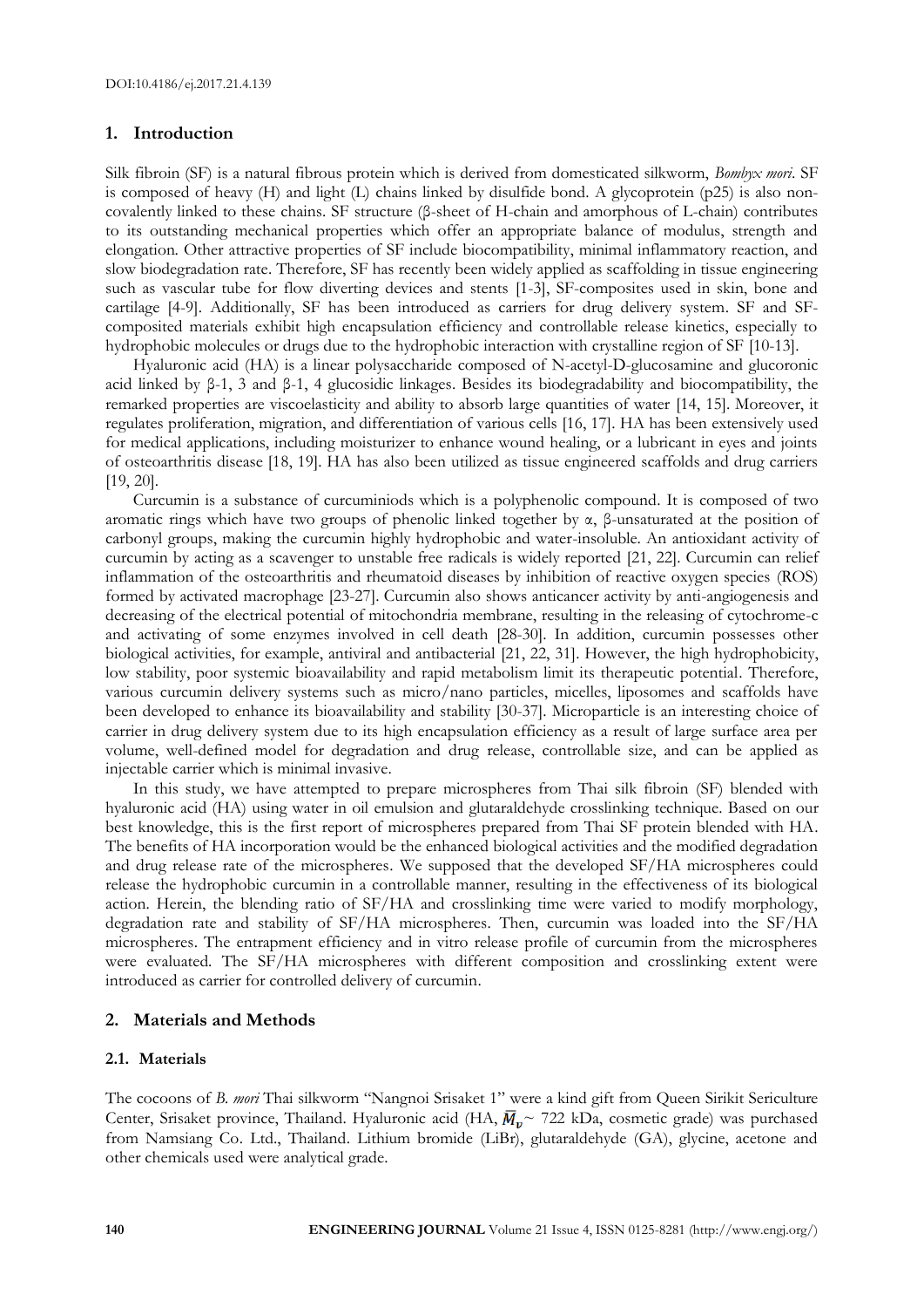## 1. Introduction

Silk fibroin (SF) is a natural fibrous protein which is derived from domesticated silkworm, *Bombyx mori*. SF is composed of heavy (H) and light (L) chains linked by disulfide bond. A glycoprotein (p25) is also non-covalently linked to these chains. SF structure (β-sheet of H-chain and amorphous of L-chain) contributes to its outstanding mechanical properties which offer an appropriate balance of modulus, strength and elongation. Other attractive properties of SF include biocompatibility, minimal inflammatory reaction, and slow biodegradation rate. Therefore, SF has recently been widely applied as scaffolding in tissue engineering such as vascular tube for flow diverting devices and stents [1-3], SF-composites used in skin, bone and cartilage [4-9]. Additionally, SF has been introduced as carriers for drug delivery system. SF and SF-composited materials exhibit high encapsulation efficiency and controllable release kinetics, especially to hydrophobic molecules or drugs due to the hydrophobic interaction with crystalline region of SF [10-13].

Hyaluronic acid (HA) is a linear polysaccharide composed of N-acetyl-D-glucosamine and glucoronic acid linked by β-1, 3 and β-1, 4 glucosidic linkages. Besides its biodegradability and biocompatibility, the remarked properties are viscoelasticity and ability to absorb large quantities of water [14, 15]. Moreover, it regulates proliferation, migration, and differentiation of various cells [16, 17]. HA has been extensively used for medical applications, including moisturizer to enhance wound healing, or a lubricant in eyes and joints of osteoarthritis disease [18, 19]. HA has also been utilized as tissue engineered scaffolds and drug carriers [19, 20].

Curcumin is a substance of curcuminiods which is a polyphenolic compound. It is composed of two aromatic rings which have two groups of phenolic linked together by α, β-unsaturated at the position of carbonyl groups, making the curcumin highly hydrophobic and water-insoluble. An antioxidant activity of curcumin by acting as a scavenger to unstable free radicals is widely reported [21, 22]. Curcumin can relief inflammation of the osteoarthritis and rheumatoid diseases by inhibition of reactive oxygen species (ROS) formed by activated macrophage [23-27]. Curcumin also shows anticancer activity by anti-angiogenesis and decreasing of the electrical potential of mitochondria membrane, resulting in the releasing of cytochrome-c and activating of some enzymes involved in cell death [28-30]. In addition, curcumin possesses other biological activities, for example, antiviral and antibacterial [21, 22, 31]. However, the high hydrophobicity, low stability, poor systemic bioavailability and rapid metabolism limit its therapeutic potential. Therefore, various curcumin delivery systems such as micro/nano particles, micelles, liposomes and scaffolds have been developed to enhance its bioavailability and stability [30-37]. Microparticle is an interesting choice of carrier in drug delivery system due to its high encapsulation efficiency as a result of large surface area per volume, well-defined model for degradation and drug release, controllable size, and can be applied as injectable carrier which is minimal invasive.

In this study, we have attempted to prepare microspheres from Thai silk fibroin (SF) blended with hyaluronic acid (HA) using water in oil emulsion and glutaraldehyde crosslinking technique. Based on our best knowledge, this is the first report of microspheres prepared from Thai SF protein blended with HA. The benefits of HA incorporation would be the enhanced biological activities and the modified degradation and drug release rate of the microspheres. We supposed that the developed SF/HA microspheres could release the hydrophobic curcumin in a controllable manner, resulting in the effectiveness of its biological action. Herein, the blending ratio of SF/HA and crosslinking time were varied to modify morphology, degradation rate and stability of SF/HA microspheres. Then, curcumin was loaded into the SF/HA microspheres. The entrapment efficiency and in vitro release profile of curcumin from the microspheres were evaluated. The SF/HA microspheres with different composition and crosslinking extent were introduced as carrier for controlled delivery of curcumin.

## 2. Materials and Methods

### 2.1. Materials

The cocoons of *B. mori* Thai silkworm "Nangnoi Srisaket 1" were a kind gift from Queen Sirikit Sericulture Center, Srisaket province, Thailand. Hyaluronic acid (HA, $\bar{M}_v$~ 722 kDa, cosmetic grade) was purchased from Namsiang Co. Ltd., Thailand. Lithium bromide (LiBr), glutaraldehyde (GA), glycine, acetone and other chemicals used were analytical grade.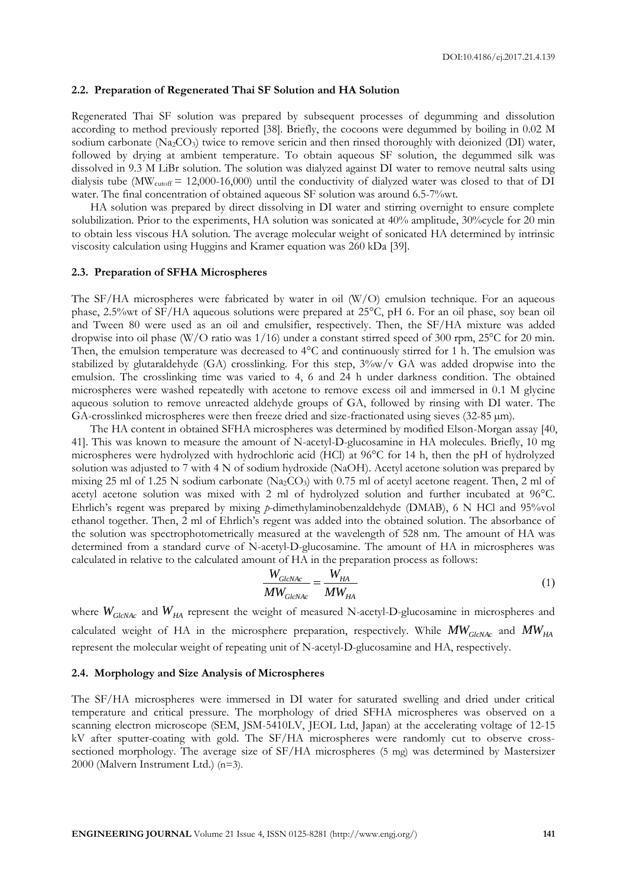### 2.2. Preparation of Regenerated Thai SF Solution and HA Solution

Regenerated Thai SF solution was prepared by subsequent processes of degumming and dissolution according to method previously reported [38]. Briefly, the cocoons were degummed by boiling in 0.02 M sodium carbonate ($Na_2CO_3$) twice to remove sericin and then rinsed thoroughly with deionized (DI) water, followed by drying at ambient temperature. To obtain aqueous SF solution, the degummed silk was dissolved in 9.3 M LiBr solution. The solution was dialyzed against DI water to remove neutral salts using dialysis tube ($MW_{cutoff}$ = 12,000-16,000) until the conductivity of dialyzed water was closed to that of DI water. The final concentration of obtained aqueous SF solution was around 6.5-7%wt.

HA solution was prepared by direct dissolving in DI water and stirring overnight to ensure complete solubilization. Prior to the experiments, HA solution was sonicated at 40% amplitude, 30%cycle for 20 min to obtain less viscous HA solution. The average molecular weight of sonicated HA determined by intrinsic viscosity calculation using Huggins and Kramer equation was 260 kDa [39].

### 2.3. Preparation of SFHA Microspheres

The SF/HA microspheres were fabricated by water in oil (W/O) emulsion technique. For an aqueous phase, 2.5%wt of SF/HA aqueous solutions were prepared at 25°C, pH 6. For an oil phase, soy bean oil and Tween 80 were used as an oil and emulsifier, respectively. Then, the SF/HA mixture was added dropwise into oil phase (W/O ratio was 1/16) under a constant stirred speed of 300 rpm, 25°C for 20 min. Then, the emulsion temperature was decreased to 4°C and continuously stirred for 1 h. The emulsion was stabilized by glutaraldehyde (GA) crosslinking. For this step, 3%w/v GA was added dropwise into the emulsion. The crosslinking time was varied to 4, 6 and 24 h under darkness condition. The obtained microspheres were washed repeatedly with acetone to remove excess oil and immersed in 0.1 M glycine aqueous solution to remove unreacted aldehyde groups of GA, followed by rinsing with DI water. The GA-crosslinked microspheres were then freeze dried and size-fractionated using sieves (32-85 μm).

The HA content in obtained SFHA microspheres was determined by modified Elson-Morgan assay [40, 41]. This was known to measure the amount of N-acetyl-D-glucosamine in HA molecules. Briefly, 10 mg microspheres were hydrolyzed with hydrochloric acid (HCl) at 96°C for 14 h, then the pH of hydrolyzed solution was adjusted to 7 with 4 N of sodium hydroxide (NaOH). Acetyl acetone solution was prepared by mixing 25 ml of 1.25 N sodium carbonate ($Na_2CO_3$) with 0.75 ml of acetyl acetone reagent. Then, 2 ml of acetyl acetone solution was mixed with 2 ml of hydrolyzed solution and further incubated at 96°C. Ehrlich's regent was prepared by mixing *p*-dimethylaminobenzaldehyde (DMAB), 6 N HCl and 95%vol ethanol together. Then, 2 ml of Ehrlich's regent was added into the obtained solution. The absorbance of the solution was spectrophotometrically measured at the wavelength of 528 nm. The amount of HA was determined from a standard curve of N-acetyl-D-glucosamine. The amount of HA in microspheres was calculated in relative to the calculated amount of HA in the preparation process as follows:

$$\frac{W_{GlcNAc}}{MW_{GlcNAc}} = \frac{W_{HA}}{MW_{HA}} \tag{1}$$

where $W_{GlcNAc}$ and $W_{HA}$ represent the weight of measured N-acetyl-D-glucosamine in microspheres and calculated weight of HA in the microsphere preparation, respectively. While $MW_{GlcNAc}$ and $MW_{HA}$ represent the molecular weight of repeating unit of N-acetyl-D-glucosamine and HA, respectively.

### 2.4. Morphology and Size Analysis of Microspheres

The SF/HA microspheres were immersed in DI water for saturated swelling and dried under critical temperature and critical pressure. The morphology of dried SFHA microspheres was observed on a scanning electron microscope (SEM, JSM-5410LV, JEOL Ltd, Japan) at the accelerating voltage of 12-15 kV after sputter-coating with gold. The SF/HA microspheres were randomly cut to observe cross-sectioned morphology. The average size of SF/HA microspheres (5 mg) was determined by Mastersizer 2000 (Malvern Instrument Ltd.) (n=3).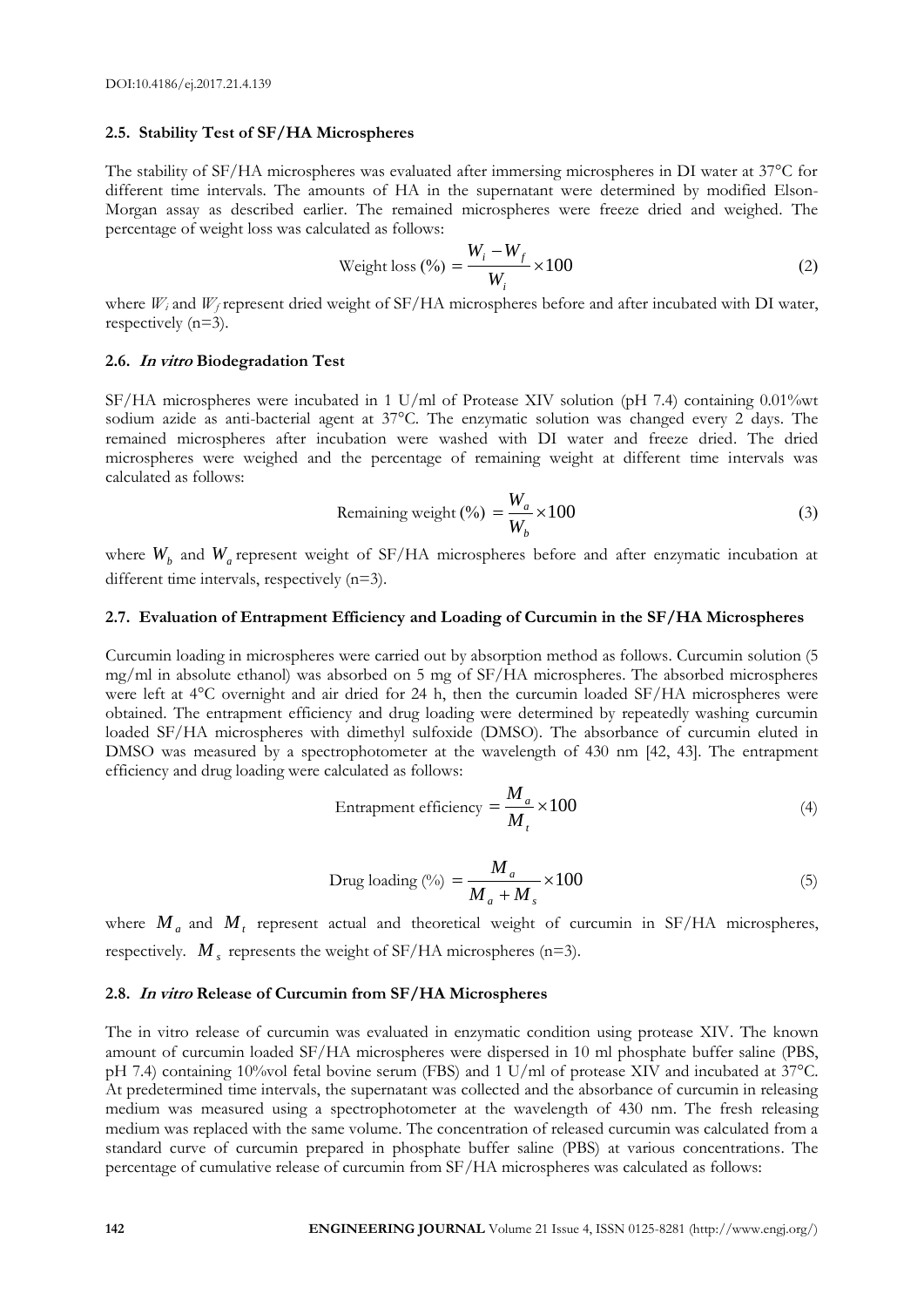### 2.5. Stability Test of SF/HA Microspheres

The stability of SF/HA microspheres was evaluated after immersing microspheres in DI water at 37°C for different time intervals. The amounts of HA in the supernatant were determined by modified Elson-Morgan assay as described earlier. The remained microspheres were freeze dried and weighed. The percentage of weight loss was calculated as follows:

$$\text{Weight loss (\%)} = \frac{W_i - W_f}{W_i} \times 100 \tag{2}$$

where $W_i$ and $W_f$ represent dried weight of SF/HA microspheres before and after incubated with DI water, respectively (n=3).

### 2.6. *In vitro* Biodegradation Test

SF/HA microspheres were incubated in 1 U/ml of Protease XIV solution (pH 7.4) containing 0.01%wt sodium azide as anti-bacterial agent at 37°C. The enzymatic solution was changed every 2 days. The remained microspheres after incubation were washed with DI water and freeze dried. The dried microspheres were weighed and the percentage of remaining weight at different time intervals was calculated as follows:

$$\text{Remaining weight (\%)} = \frac{W_a}{W_b} \times 100 \tag{3}$$

where $W_b$ and $W_a$ represent weight of SF/HA microspheres before and after enzymatic incubation at different time intervals, respectively (n=3).

### 2.7. Evaluation of Entrapment Efficiency and Loading of Curcumin in the SF/HA Microspheres

Curcumin loading in microspheres were carried out by absorption method as follows. Curcumin solution (5 mg/ml in absolute ethanol) was absorbed on 5 mg of SF/HA microspheres. The absorbed microspheres were left at 4°C overnight and air dried for 24 h, then the curcumin loaded SF/HA microspheres were obtained. The entrapment efficiency and drug loading were determined by repeatedly washing curcumin loaded SF/HA microspheres with dimethyl sulfoxide (DMSO). The absorbance of curcumin eluted in DMSO was measured by a spectrophotometer at the wavelength of 430 nm [42, 43]. The entrapment efficiency and drug loading were calculated as follows:

$$\text{Entrapment efficiency} = \frac{M_a}{M_t} \times 100 \tag{4}$$

$$\text{Drug loading (\%)} = \frac{M_a}{M_a + M_s} \times 100 \tag{5}$$

where $M_a$ and $M_t$ represent actual and theoretical weight of curcumin in SF/HA microspheres, respectively. $M_s$ represents the weight of SF/HA microspheres (n=3).

### 2.8. *In vitro* Release of Curcumin from SF/HA Microspheres

The in vitro release of curcumin was evaluated in enzymatic condition using protease XIV. The known amount of curcumin loaded SF/HA microspheres were dispersed in 10 ml phosphate buffer saline (PBS, pH 7.4) containing 10%vol fetal bovine serum (FBS) and 1 U/ml of protease XIV and incubated at 37°C. At predetermined time intervals, the supernatant was collected and the absorbance of curcumin in releasing medium was measured using a spectrophotometer at the wavelength of 430 nm. The fresh releasing medium was replaced with the same volume. The concentration of released curcumin was calculated from a standard curve of curcumin prepared in phosphate buffer saline (PBS) at various concentrations. The percentage of cumulative release of curcumin from SF/HA microspheres was calculated as follows: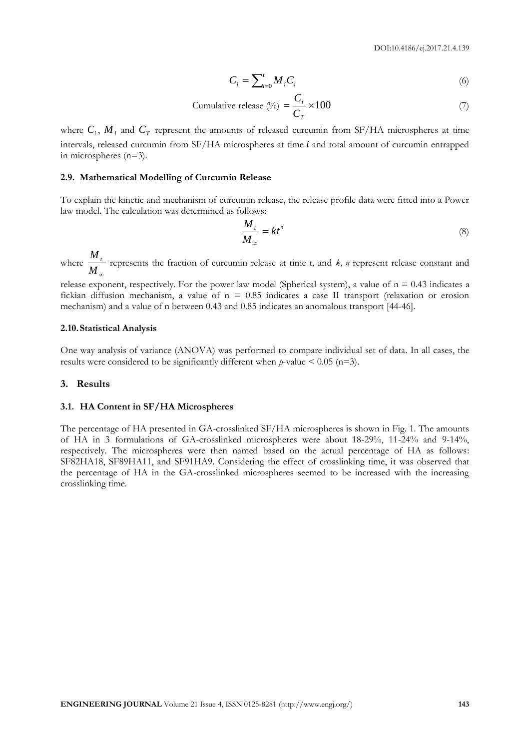$$C_i = \sum_{i=0}^{t} M_i C_i \tag{6}$$

$$\text{Cumulative release (\%)} = \frac{C_i}{C_T} \times 100 \tag{7}$$

where $C_i$, $M_i$ and $C_T$ represent the amounts of released curcumin from SF/HA microspheres at time intervals, released curcumin from SF/HA microspheres at time $i$ and total amount of curcumin entrapped in microspheres (n=3).

### 2.9. Mathematical Modelling of Curcumin Release

To explain the kinetic and mechanism of curcumin release, the release profile data were fitted into a Power law model. The calculation was determined as follows:

$$\frac{M_t}{M_\infty} = kt^n \tag{8}$$

where $\frac{M_t}{M_\infty}$ represents the fraction of curcumin release at time t, and *k, n* represent release constant and release exponent, respectively. For the power law model (Spherical system), a value of n = 0.43 indicates a fickian diffusion mechanism, a value of n = 0.85 indicates a case II transport (relaxation or erosion mechanism) and a value of n between 0.43 and 0.85 indicates an anomalous transport [44-46].

### 2.10. Statistical Analysis

One way analysis of variance (ANOVA) was performed to compare individual set of data. In all cases, the results were considered to be significantly different when *p*-value < 0.05 (n=3).

## 3. Results

### 3.1. HA Content in SF/HA Microspheres

The percentage of HA presented in GA-crosslinked SF/HA microspheres is shown in Fig. 1. The amounts of HA in 3 formulations of GA-crosslinked microspheres were about 18-29%, 11-24% and 9-14%, respectively. The microspheres were then named based on the actual percentage of HA as follows: SF82HA18, SF89HA11, and SF91HA9. Considering the effect of crosslinking time, it was observed that the percentage of HA in the GA-crosslinked microspheres seemed to be increased with the increasing crosslinking time.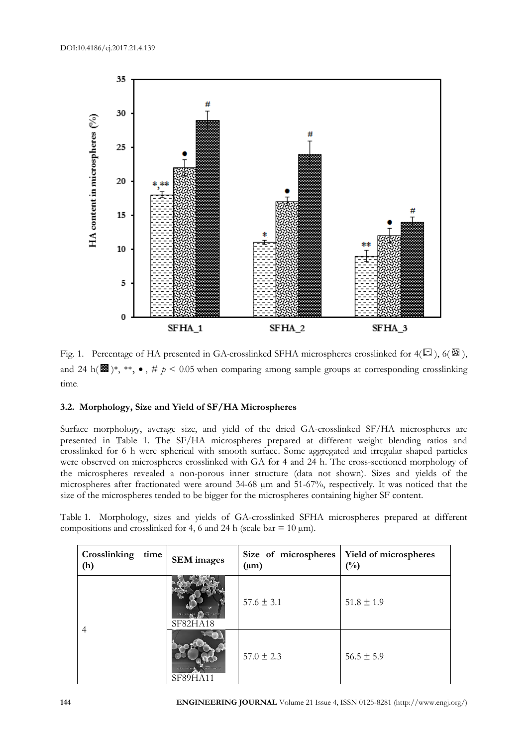Fig. 1. Percentage of HA presented in GA-crosslinked SFHA microspheres crosslinked for 4, 6, and 24 h. *, **, •, # $p < 0.05$ when comparing among sample groups at corresponding crosslinking time.

### 3.2. Morphology, Size and Yield of SF/HA Microspheres

Surface morphology, average size, and yield of the dried GA-crosslinked SF/HA microspheres are presented in Table 1. The SF/HA microspheres prepared at different weight blending ratios and crosslinked for 6 h were spherical with smooth surface. Some aggregated and irregular shaped particles were observed on microspheres crosslinked with GA for 4 and 24 h. The cross-sectioned morphology of the microspheres revealed a non-porous inner structure (data not shown). Sizes and yields of the microspheres after fractionated were around 34-68 μm and 51-67%, respectively. It was noticed that the size of the microspheres tended to be bigger for the microspheres containing higher SF content.

Table 1. Morphology, sizes and yields of GA-crosslinked SFHA microspheres prepared at different compositions and crosslinked for 4, 6 and 24 h (scale bar = 10 μm).

| Crosslinking time (h) | SEM images | Size of microspheres (μm) | Yield of microspheres (%) |
|---|---|---|---|
| 4 | SF82HA18 | 57.6 ± 3.1 | 51.8 ± 1.9 |
| | SF89HA11 | 57.0 ± 2.3 | 56.5 ± 5.9 |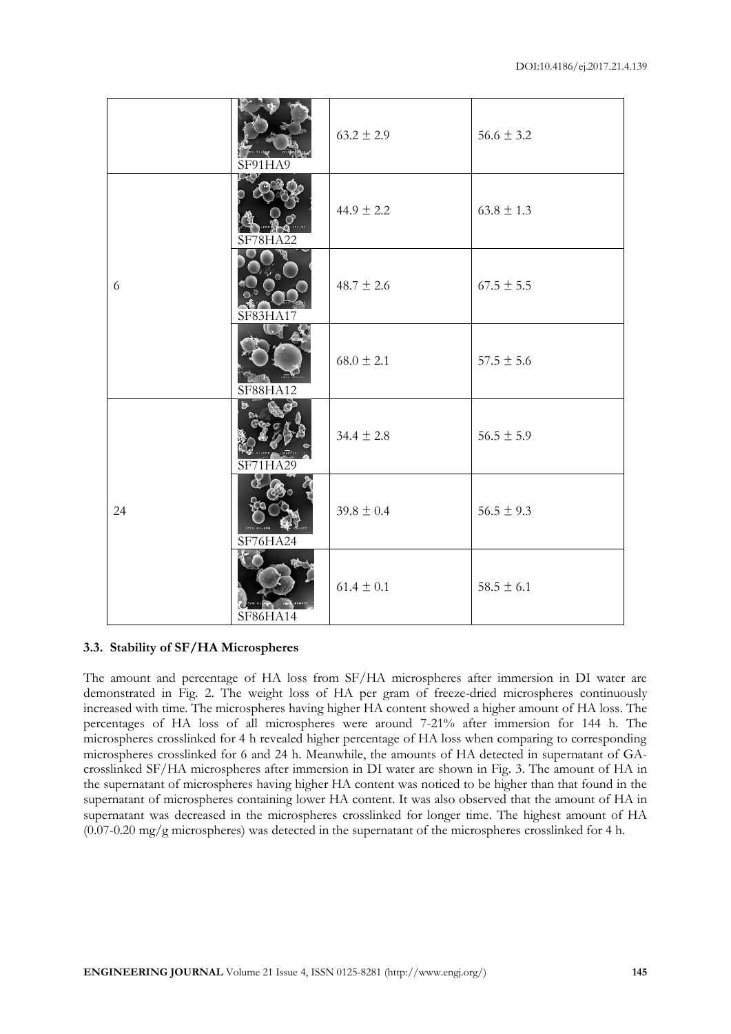| | | | |
|---|---|---|---|
| | SF91HA9 | 63.2 ± 2.9 | 56.6 ± 3.2 |
| 6 | SF78HA22 | 44.9 ± 2.2 | 63.8 ± 1.3 |
| | SF83HA17 | 48.7 ± 2.6 | 67.5 ± 5.5 |
| | SF88HA12 | 68.0 ± 2.1 | 57.5 ± 5.6 |
| 24 | SF71HA29 | 34.4 ± 2.8 | 56.5 ± 5.9 |
| | SF76HA24 | 39.8 ± 0.4 | 56.5 ± 9.3 |
| | SF86HA14 | 61.4 ± 0.1 | 58.5 ± 6.1 |

### 3.3. Stability of SF/HA Microspheres

The amount and percentage of HA loss from SF/HA microspheres after immersion in DI water are demonstrated in Fig. 2. The weight loss of HA per gram of freeze-dried microspheres continuously increased with time. The microspheres having higher HA content showed a higher amount of HA loss. The percentages of HA loss of all microspheres were around 7-21% after immersion for 144 h. The microspheres crosslinked for 4 h revealed higher percentage of HA loss when comparing to corresponding microspheres crosslinked for 6 and 24 h. Meanwhile, the amounts of HA detected in supernatant of GA-crosslinked SF/HA microspheres after immersion in DI water are shown in Fig. 3. The amount of HA in the supernatant of microspheres having higher HA content was noticed to be higher than that found in the supernatant of microspheres containing lower HA content. It was also observed that the amount of HA in supernatant was decreased in the microspheres crosslinked for longer time. The highest amount of HA (0.07-0.20 mg/g microspheres) was detected in the supernatant of the microspheres crosslinked for 4 h.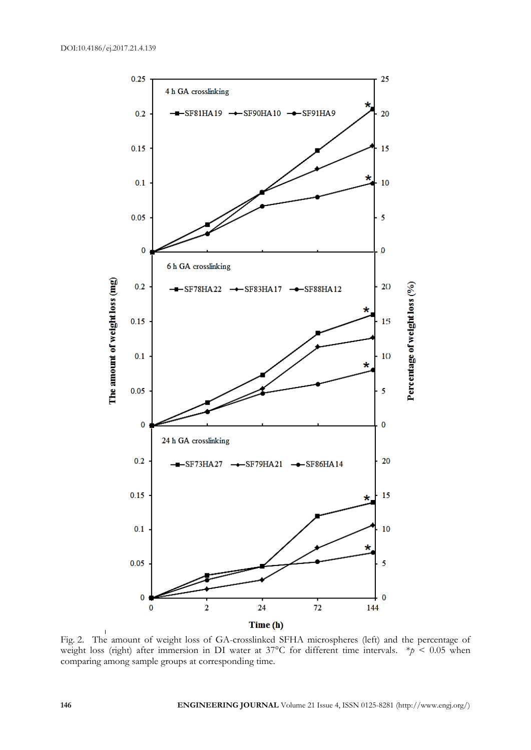Fig. 2. The amount of weight loss of GA-crosslinked SFHA microspheres (left) and the percentage of weight loss (right) after immersion in DI water at 37°C for different time intervals. $*p < 0.05$ when comparing among sample groups at corresponding time.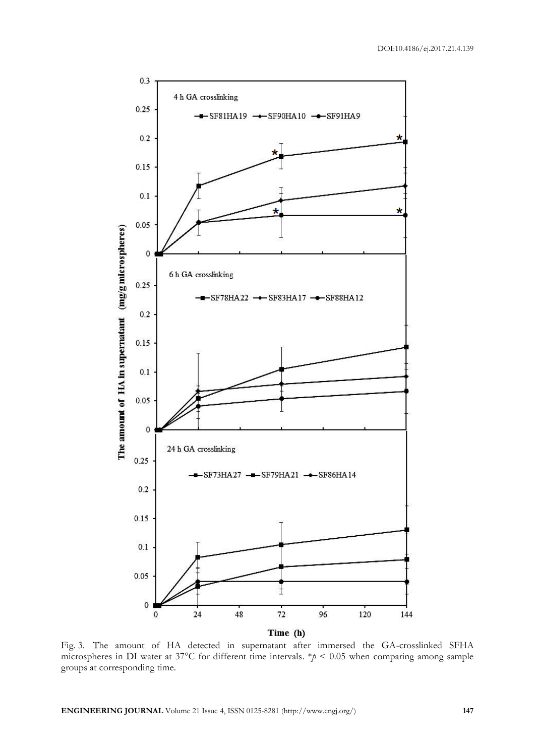Fig. 3. The amount of HA detected in supernatant after immersed the GA-crosslinked SFHA microspheres in DI water at 37°C for different time intervals. *$p < 0.05$ when comparing among sample groups at corresponding time.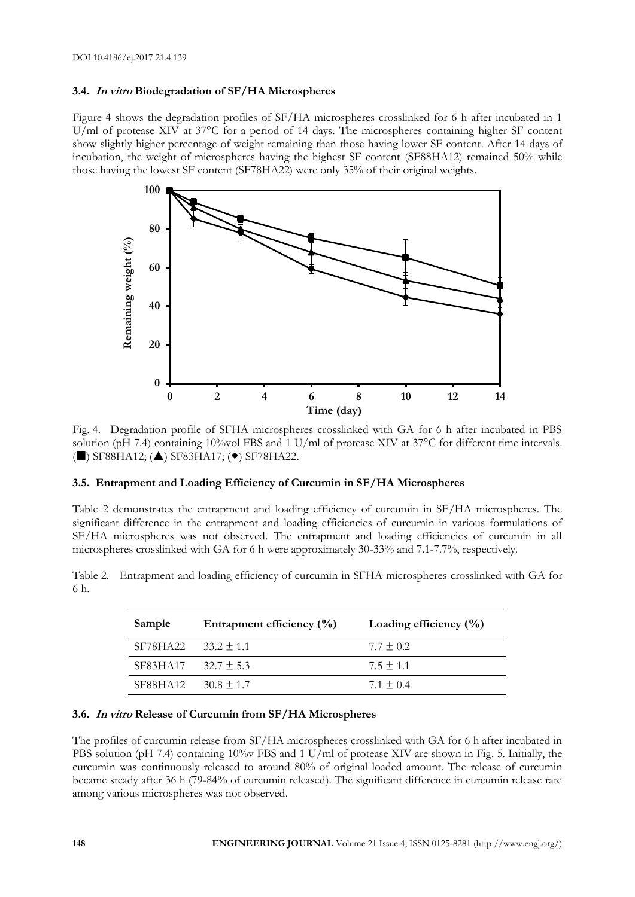### 3.4. *In vitro* Biodegradation of SF/HA Microspheres

Figure 4 shows the degradation profiles of SF/HA microspheres crosslinked for 6 h after incubated in 1 U/ml of protease XIV at 37°C for a period of 14 days. The microspheres containing higher SF content show slightly higher percentage of weight remaining than those having lower SF content. After 14 days of incubation, the weight of microspheres having the highest SF content (SF88HA12) remained 50% while those having the lowest SF content (SF78HA22) were only 35% of their original weights.

Fig. 4. Degradation profile of SFHA microspheres crosslinked with GA for 6 h after incubated in PBS solution (pH 7.4) containing 10%vol FBS and 1 U/ml of protease XIV at 37°C for different time intervals. (■) SF88HA12; (▲) SF83HA17; (◆) SF78HA22.

### 3.5. Entrapment and Loading Efficiency of Curcumin in SF/HA Microspheres

Table 2 demonstrates the entrapment and loading efficiency of curcumin in SF/HA microspheres. The significant difference in the entrapment and loading efficiencies of curcumin in various formulations of SF/HA microspheres was not observed. The entrapment and loading efficiencies of curcumin in all microspheres crosslinked with GA for 6 h were approximately 30-33% and 7.1-7.7%, respectively.

Table 2. Entrapment and loading efficiency of curcumin in SFHA microspheres crosslinked with GA for 6 h.

| Sample | Entrapment efficiency (%) | Loading efficiency (%) |
|---|---|---|
| SF78HA22 | 33.2 ± 1.1 | 7.7 ± 0.2 |
| SF83HA17 | 32.7 ± 5.3 | 7.5 ± 1.1 |
| SF88HA12 | 30.8 ± 1.7 | 7.1 ± 0.4 |

### 3.6. *In vitro* Release of Curcumin from SF/HA Microspheres

The profiles of curcumin release from SF/HA microspheres crosslinked with GA for 6 h after incubated in PBS solution (pH 7.4) containing 10%v FBS and 1 U/ml of protease XIV are shown in Fig. 5. Initially, the curcumin was continuously released to around 80% of original loaded amount. The release of curcumin became steady after 36 h (79-84% of curcumin released). The significant difference in curcumin release rate among various microspheres was not observed.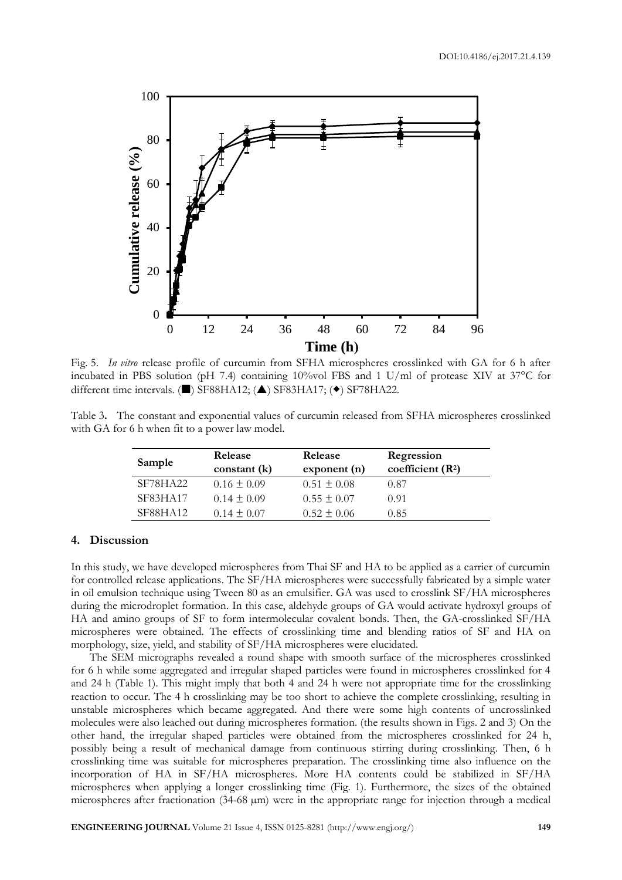Fig. 5. *In vitro* release profile of curcumin from SFHA microspheres crosslinked with GA for 6 h after incubated in PBS solution (pH 7.4) containing 10%vol FBS and 1 U/ml of protease XIV at 37°C for different time intervals. (■) SF88HA12; (▲) SF83HA17; (◆) SF78HA22.

Table 3. The constant and exponential values of curcumin released from SFHA microspheres crosslinked with GA for 6 h when fit to a power law model.

| Sample | Release constant (k) | Release exponent (n) | Regression coefficient ($R^2$) |
|---|---|---|---|
| SF78HA22 | 0.16 ± 0.09 | 0.51 ± 0.08 | 0.87 |
| SF83HA17 | 0.14 ± 0.09 | 0.55 ± 0.07 | 0.91 |
| SF88HA12 | 0.14 ± 0.07 | 0.52 ± 0.06 | 0.85 |

## 4. Discussion

In this study, we have developed microspheres from Thai SF and HA to be applied as a carrier of curcumin for controlled release applications. The SF/HA microspheres were successfully fabricated by a simple water in oil emulsion technique using Tween 80 as an emulsifier. GA was used to crosslink SF/HA microspheres during the microdroplet formation. In this case, aldehyde groups of GA would activate hydroxyl groups of HA and amino groups of SF to form intermolecular covalent bonds. Then, the GA-crosslinked SF/HA microspheres were obtained. The effects of crosslinking time and blending ratios of SF and HA on morphology, size, yield, and stability of SF/HA microspheres were elucidated.

The SEM micrographs revealed a round shape with smooth surface of the microspheres crosslinked for 6 h while some aggregated and irregular shaped particles were found in microspheres crosslinked for 4 and 24 h (Table 1). This might imply that both 4 and 24 h were not appropriate time for the crosslinking reaction to occur. The 4 h crosslinking may be too short to achieve the complete crosslinking, resulting in unstable microspheres which became aggregated. And there were some high contents of uncrosslinked molecules were also leached out during microspheres formation. (the results shown in Figs. 2 and 3) On the other hand, the irregular shaped particles were obtained from the microspheres crosslinked for 24 h, possibly being a result of mechanical damage from continuous stirring during crosslinking. Then, 6 h crosslinking time was suitable for microspheres preparation. The crosslinking time also influence on the incorporation of HA in SF/HA microspheres. More HA contents could be stabilized in SF/HA microspheres when applying a longer crosslinking time (Fig. 1). Furthermore, the sizes of the obtained microspheres after fractionation (34-68 μm) were in the appropriate range for injection through a medical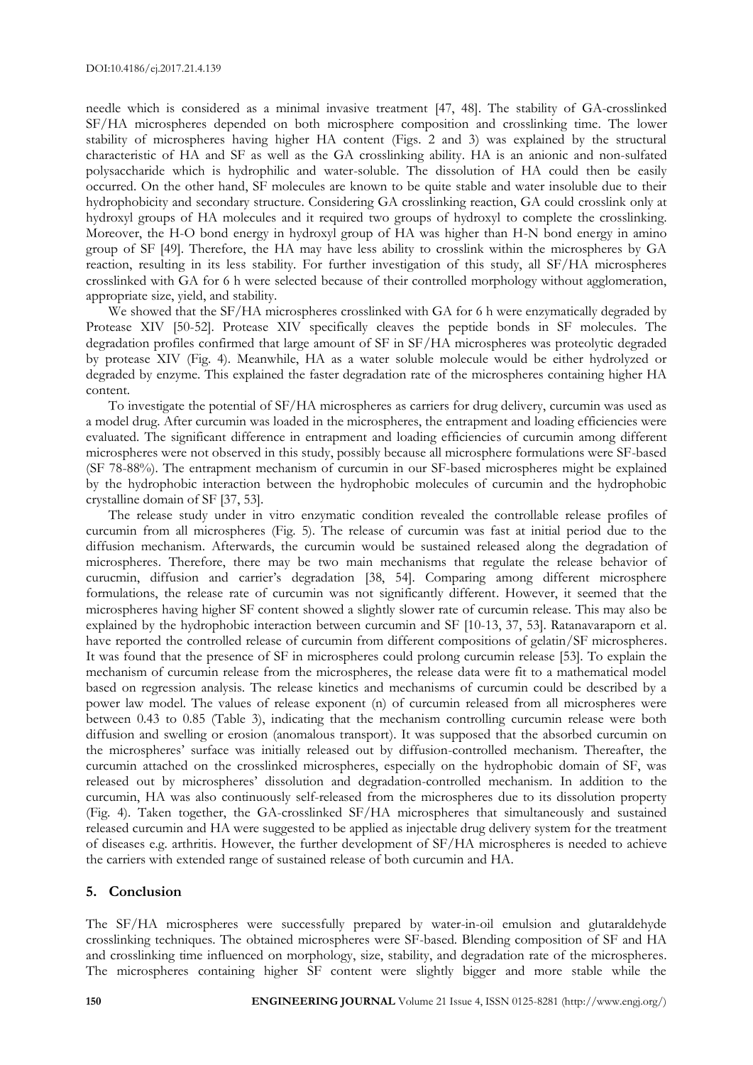needle which is considered as a minimal invasive treatment [47, 48]. The stability of GA-crosslinked SF/HA microspheres depended on both microsphere composition and crosslinking time. The lower stability of microspheres having higher HA content (Figs. 2 and 3) was explained by the structural characteristic of HA and SF as well as the GA crosslinking ability. HA is an anionic and non-sulfated polysaccharide which is hydrophilic and water-soluble. The dissolution of HA could then be easily occurred. On the other hand, SF molecules are known to be quite stable and water insoluble due to their hydrophobicity and secondary structure. Considering GA crosslinking reaction, GA could crosslink only at hydroxyl groups of HA molecules and it required two groups of hydroxyl to complete the crosslinking. Moreover, the H-O bond energy in hydroxyl group of HA was higher than H-N bond energy in amino group of SF [49]. Therefore, the HA may have less ability to crosslink within the microspheres by GA reaction, resulting in its less stability. For further investigation of this study, all SF/HA microspheres crosslinked with GA for 6 h were selected because of their controlled morphology without agglomeration, appropriate size, yield, and stability.

We showed that the SF/HA microspheres crosslinked with GA for 6 h were enzymatically degraded by Protease XIV [50-52]. Protease XIV specifically cleaves the peptide bonds in SF molecules. The degradation profiles confirmed that large amount of SF in SF/HA microspheres was proteolytic degraded by protease XIV (Fig. 4). Meanwhile, HA as a water soluble molecule would be either hydrolyzed or degraded by enzyme. This explained the faster degradation rate of the microspheres containing higher HA content.

To investigate the potential of SF/HA microspheres as carriers for drug delivery, curcumin was used as a model drug. After curcumin was loaded in the microspheres, the entrapment and loading efficiencies were evaluated. The significant difference in entrapment and loading efficiencies of curcumin among different microspheres were not observed in this study, possibly because all microsphere formulations were SF-based (SF 78-88%). The entrapment mechanism of curcumin in our SF-based microspheres might be explained by the hydrophobic interaction between the hydrophobic molecules of curcumin and the hydrophobic crystalline domain of SF [37, 53].

The release study under in vitro enzymatic condition revealed the controllable release profiles of curcumin from all microspheres (Fig. 5). The release of curcumin was fast at initial period due to the diffusion mechanism. Afterwards, the curcumin would be sustained released along the degradation of microspheres. Therefore, there may be two main mechanisms that regulate the release behavior of curucmin, diffusion and carrier's degradation [38, 54]. Comparing among different microsphere formulations, the release rate of curcumin was not significantly different. However, it seemed that the microspheres having higher SF content showed a slightly slower rate of curcumin release. This may also be explained by the hydrophobic interaction between curcumin and SF [10-13, 37, 53]. Ratanavaraporn et al. have reported the controlled release of curcumin from different compositions of gelatin/SF microspheres. It was found that the presence of SF in microspheres could prolong curcumin release [53]. To explain the mechanism of curcumin release from the microspheres, the release data were fit to a mathematical model based on regression analysis. The release kinetics and mechanisms of curcumin could be described by a power law model. The values of release exponent (n) of curcumin released from all microspheres were between 0.43 to 0.85 (Table 3), indicating that the mechanism controlling curcumin release were both diffusion and swelling or erosion (anomalous transport). It was supposed that the absorbed curcumin on the microspheres' surface was initially released out by diffusion-controlled mechanism. Thereafter, the curcumin attached on the crosslinked microspheres, especially on the hydrophobic domain of SF, was released out by microspheres' dissolution and degradation-controlled mechanism. In addition to the curcumin, HA was also continuously self-released from the microspheres due to its dissolution property (Fig. 4). Taken together, the GA-crosslinked SF/HA microspheres that simultaneously and sustained released curcumin and HA were suggested to be applied as injectable drug delivery system for the treatment of diseases e.g. arthritis. However, the further development of SF/HA microspheres is needed to achieve the carriers with extended range of sustained release of both curcumin and HA.

## 5. Conclusion

The SF/HA microspheres were successfully prepared by water-in-oil emulsion and glutaraldehyde crosslinking techniques. The obtained microspheres were SF-based. Blending composition of SF and HA and crosslinking time influenced on morphology, size, stability, and degradation rate of the microspheres. The microspheres containing higher SF content were slightly bigger and more stable while the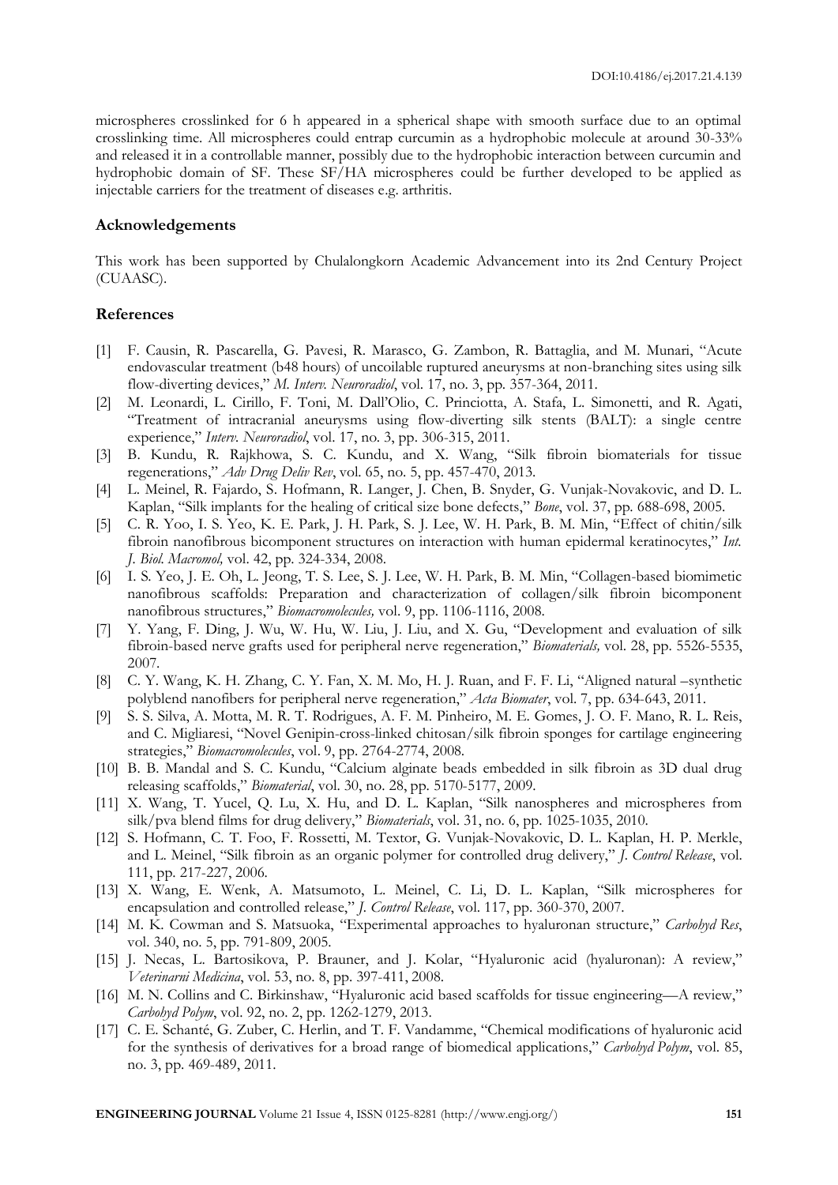microspheres crosslinked for 6 h appeared in a spherical shape with smooth surface due to an optimal crosslinking time. All microspheres could entrap curcumin as a hydrophobic molecule at around 30-33% and released it in a controllable manner, possibly due to the hydrophobic interaction between curcumin and hydrophobic domain of SF. These SF/HA microspheres could be further developed to be applied as injectable carriers for the treatment of diseases e.g. arthritis.

### Acknowledgements

This work has been supported by Chulalongkorn Academic Advancement into its 2nd Century Project (CUAASC).

### References

[1] F. Causin, R. Pascarella, G. Pavesi, R. Marasco, G. Zambon, R. Battaglia, and M. Munari, "Acute endovascular treatment (b48 hours) of uncoilable ruptured aneurysms at non-branching sites using silk flow-diverting devices," *M. Interv. Neuroradiol*, vol. 17, no. 3, pp. 357-364, 2011.

[2] M. Leonardi, L. Cirillo, F. Toni, M. Dall'Olio, C. Princiotta, A. Stafa, L. Simonetti, and R. Agati, "Treatment of intracranial aneurysms using flow-diverting silk stents (BALT): a single centre experience," *Interv. Neuroradiol*, vol. 17, no. 3, pp. 306-315, 2011.

[3] B. Kundu, R. Rajkhowa, S. C. Kundu, and X. Wang, "Silk fibroin biomaterials for tissue regenerations," *Adv Drug Deliv Rev*, vol. 65, no. 5, pp. 457-470, 2013.

[4] L. Meinel, R. Fajardo, S. Hofmann, R. Langer, J. Chen, B. Snyder, G. Vunjak-Novakovic, and D. L. Kaplan, "Silk implants for the healing of critical size bone defects," *Bone*, vol. 37, pp. 688-698, 2005.

[5] C. R. Yoo, I. S. Yeo, K. E. Park, J. H. Park, S. J. Lee, W. H. Park, B. M. Min, "Effect of chitin/silk fibroin nanofibrous bicomponent structures on interaction with human epidermal keratinocytes," *Int. J. Biol. Macromol,* vol. 42, pp. 324-334, 2008.

[6] I. S. Yeo, J. E. Oh, L. Jeong, T. S. Lee, S. J. Lee, W. H. Park, B. M. Min, "Collagen-based biomimetic nanofibrous scaffolds: Preparation and characterization of collagen/silk fibroin bicomponent nanofibrous structures," *Biomacromolecules,* vol. 9, pp. 1106-1116, 2008.

[7] Y. Yang, F. Ding, J. Wu, W. Hu, W. Liu, J. Liu, and X. Gu, "Development and evaluation of silk fibroin-based nerve grafts used for peripheral nerve regeneration," *Biomaterials,* vol. 28, pp. 5526-5535, 2007.

[8] C. Y. Wang, K. H. Zhang, C. Y. Fan, X. M. Mo, H. J. Ruan, and F. F. Li, "Aligned natural –synthetic polyblend nanofibers for peripheral nerve regeneration," *Acta Biomater*, vol. 7, pp. 634-643, 2011.

[9] S. S. Silva, A. Motta, M. R. T. Rodrigues, A. F. M. Pinheiro, M. E. Gomes, J. O. F. Mano, R. L. Reis, and C. Migliaresi, "Novel Genipin-cross-linked chitosan/silk fibroin sponges for cartilage engineering strategies," *Biomacromolecules*, vol. 9, pp. 2764-2774, 2008.

[10] B. B. Mandal and S. C. Kundu, "Calcium alginate beads embedded in silk fibroin as 3D dual drug releasing scaffolds," *Biomaterial*, vol. 30, no. 28, pp. 5170-5177, 2009.

[11] X. Wang, T. Yucel, Q. Lu, X. Hu, and D. L. Kaplan, "Silk nanospheres and microspheres from silk/pva blend films for drug delivery," *Biomaterials*, vol. 31, no. 6, pp. 1025-1035, 2010.

[12] S. Hofmann, C. T. Foo, F. Rossetti, M. Textor, G. Vunjak-Novakovic, D. L. Kaplan, H. P. Merkle, and L. Meinel, "Silk fibroin as an organic polymer for controlled drug delivery," *J. Control Release*, vol. 111, pp. 217-227, 2006.

[13] X. Wang, E. Wenk, A. Matsumoto, L. Meinel, C. Li, D. L. Kaplan, "Silk microspheres for encapsulation and controlled release," *J. Control Release*, vol. 117, pp. 360-370, 2007.

[14] M. K. Cowman and S. Matsuoka, "Experimental approaches to hyaluronan structure," *Carbohyd Res*, vol. 340, no. 5, pp. 791-809, 2005.

[15] J. Necas, L. Bartosikova, P. Brauner, and J. Kolar, "Hyaluronic acid (hyaluronan): A review," *Veterinarni Medicina*, vol. 53, no. 8, pp. 397-411, 2008.

[16] M. N. Collins and C. Birkinshaw, "Hyaluronic acid based scaffolds for tissue engineering—A review," *Carbohyd Polym*, vol. 92, no. 2, pp. 1262-1279, 2013.

[17] C. E. Schanté, G. Zuber, C. Herlin, and T. F. Vandamme, "Chemical modifications of hyaluronic acid for the synthesis of derivatives for a broad range of biomedical applications," *Carbohyd Polym*, vol. 85, no. 3, pp. 469-489, 2011.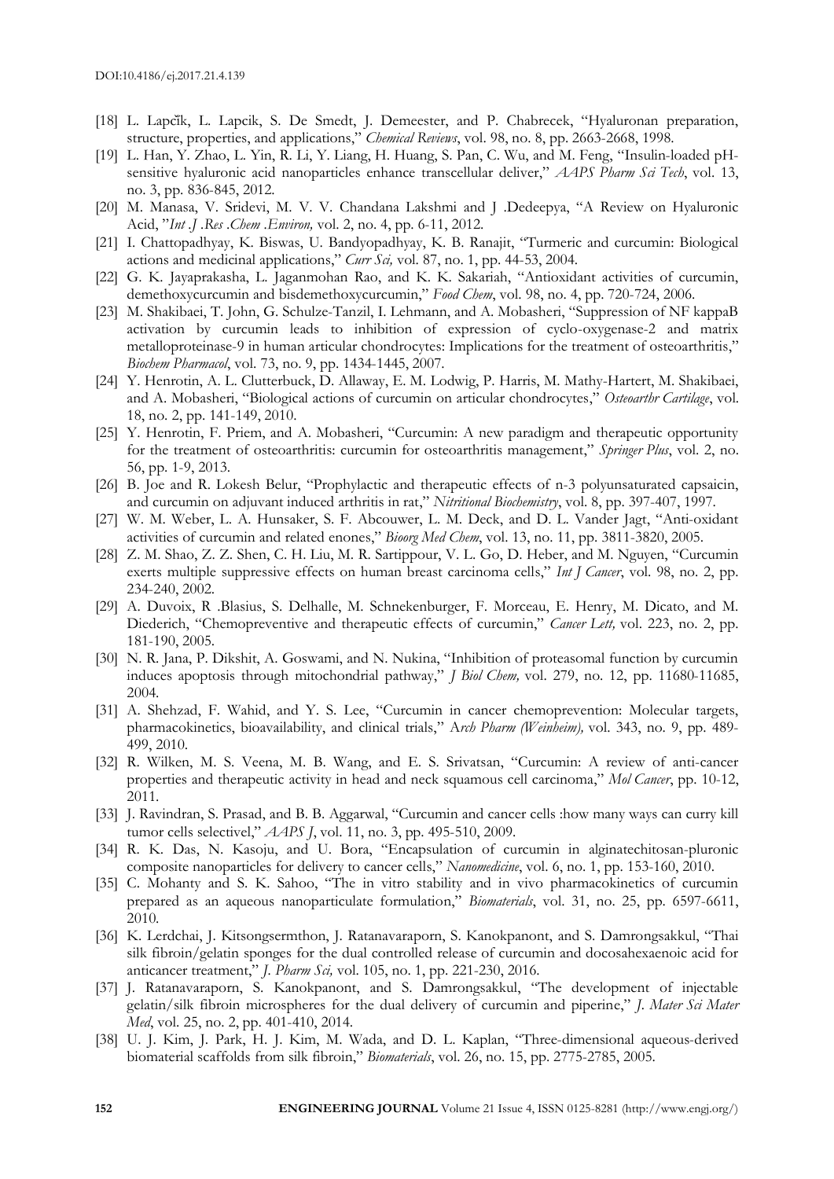[18] L. Lapčík, L. Lapcik, S. De Smedt, J. Demeester, and P. Chabrecek, "Hyaluronan preparation, structure, properties, and applications," *Chemical Reviews*, vol. 98, no. 8, pp. 2663-2668, 1998.

[19] L. Han, Y. Zhao, L. Yin, R. Li, Y. Liang, H. Huang, S. Pan, C. Wu, and M. Feng, "Insulin-loaded pH-sensitive hyaluronic acid nanoparticles enhance transcellular deliver," *AAPS Pharm Sci Tech*, vol. 13, no. 3, pp. 836-845, 2012.

[20] M. Manasa, V. Sridevi, M. V. V. Chandana Lakshmi and J .Dedeepya, "A Review on Hyaluronic Acid, "*Int .J .Res .Chem .Environ,* vol. 2, no. 4, pp. 6-11, 2012.

[21] I. Chattopadhyay, K. Biswas, U. Bandyopadhyay, K. B. Ranajit, "Turmeric and curcumin: Biological actions and medicinal applications," *Curr Sci,* vol. 87, no. 1, pp. 44-53, 2004.

[22] G. K. Jayaprakasha, L. Jaganmohan Rao, and K. K. Sakariah, "Antioxidant activities of curcumin, demethoxycurcumin and bisdemethoxycurcumin," *Food Chem*, vol. 98, no. 4, pp. 720-724, 2006.

[23] M. Shakibaei, T. John, G. Schulze-Tanzil, I. Lehmann, and A. Mobasheri, "Suppression of NF kappaB activation by curcumin leads to inhibition of expression of cyclo-oxygenase-2 and matrix metalloproteinase-9 in human articular chondrocytes: Implications for the treatment of osteoarthritis," *Biochem Pharmacol*, vol. 73, no. 9, pp. 1434-1445, 2007.

[24] Y. Henrotin, A. L. Clutterbuck, D. Allaway, E. M. Lodwig, P. Harris, M. Mathy-Hartert, M. Shakibaei, and A. Mobasheri, "Biological actions of curcumin on articular chondrocytes," *Osteoarthr Cartilage*, vol. 18, no. 2, pp. 141-149, 2010.

[25] Y. Henrotin, F. Priem, and A. Mobasheri, "Curcumin: A new paradigm and therapeutic opportunity for the treatment of osteoarthritis: curcumin for osteoarthritis management," *Springer Plus*, vol. 2, no. 56, pp. 1-9, 2013.

[26] B. Joe and R. Lokesh Belur, "Prophylactic and therapeutic effects of n-3 polyunsaturated capsaicin, and curcumin on adjuvant induced arthritis in rat," *Nitritional Biochemistry*, vol. 8, pp. 397-407, 1997.

[27] W. M. Weber, L. A. Hunsaker, S. F. Abcouwer, L. M. Deck, and D. L. Vander Jagt, "Anti-oxidant activities of curcumin and related enones," *Bioorg Med Chem*, vol. 13, no. 11, pp. 3811-3820, 2005.

[28] Z. M. Shao, Z. Z. Shen, C. H. Liu, M. R. Sartippour, V. L. Go, D. Heber, and M. Nguyen, "Curcumin exerts multiple suppressive effects on human breast carcinoma cells," *Int J Cancer*, vol. 98, no. 2, pp. 234-240, 2002.

[29] A. Duvoix, R .Blasius, S. Delhalle, M. Schnekenburger, F. Morceau, E. Henry, M. Dicato, and M. Diederich, "Chemopreventive and therapeutic effects of curcumin," *Cancer Lett,* vol. 223, no. 2, pp. 181-190, 2005.

[30] N. R. Jana, P. Dikshit, A. Goswami, and N. Nukina, "Inhibition of proteasomal function by curcumin induces apoptosis through mitochondrial pathway," *J Biol Chem,* vol. 279, no. 12, pp. 11680-11685, 2004.

[31] A. Shehzad, F. Wahid, and Y. S. Lee, "Curcumin in cancer chemoprevention: Molecular targets, pharmacokinetics, bioavailability, and clinical trials," *Arch Pharm (Weinheim),* vol. 343, no. 9, pp. 489-499, 2010.

[32] R. Wilken, M. S. Veena, M. B. Wang, and E. S. Srivatsan, "Curcumin: A review of anti-cancer properties and therapeutic activity in head and neck squamous cell carcinoma," *Mol Cancer*, pp. 10-12, 2011.

[33] J. Ravindran, S. Prasad, and B. B. Aggarwal, "Curcumin and cancer cells :how many ways can curry kill tumor cells selectivel," *AAPS J*, vol. 11, no. 3, pp. 495-510, 2009.

[34] R. K. Das, N. Kasoju, and U. Bora, "Encapsulation of curcumin in alginatechitosan-pluronic composite nanoparticles for delivery to cancer cells," *Nanomedicine*, vol. 6, no. 1, pp. 153-160, 2010.

[35] C. Mohanty and S. K. Sahoo, "The in vitro stability and in vivo pharmacokinetics of curcumin prepared as an aqueous nanoparticulate formulation," *Biomaterials*, vol. 31, no. 25, pp. 6597-6611, 2010.

[36] K. Lerdchai, J. Kitsongsermthon, J. Ratanavaraporn, S. Kanokpanont, and S. Damrongsakkul, "Thai silk fibroin/gelatin sponges for the dual controlled release of curcumin and docosahexaenoic acid for anticancer treatment," *J. Pharm Sci,* vol. 105, no. 1, pp. 221-230, 2016.

[37] J. Ratanavaraporn, S. Kanokpanont, and S. Damrongsakkul, "The development of injectable gelatin/silk fibroin microspheres for the dual delivery of curcumin and piperine," *J. Mater Sci Mater Med*, vol. 25, no. 2, pp. 401-410, 2014.

[38] U. J. Kim, J. Park, H. J. Kim, M. Wada, and D. L. Kaplan, "Three-dimensional aqueous-derived biomaterial scaffolds from silk fibroin," *Biomaterials*, vol. 26, no. 15, pp. 2775-2785, 2005.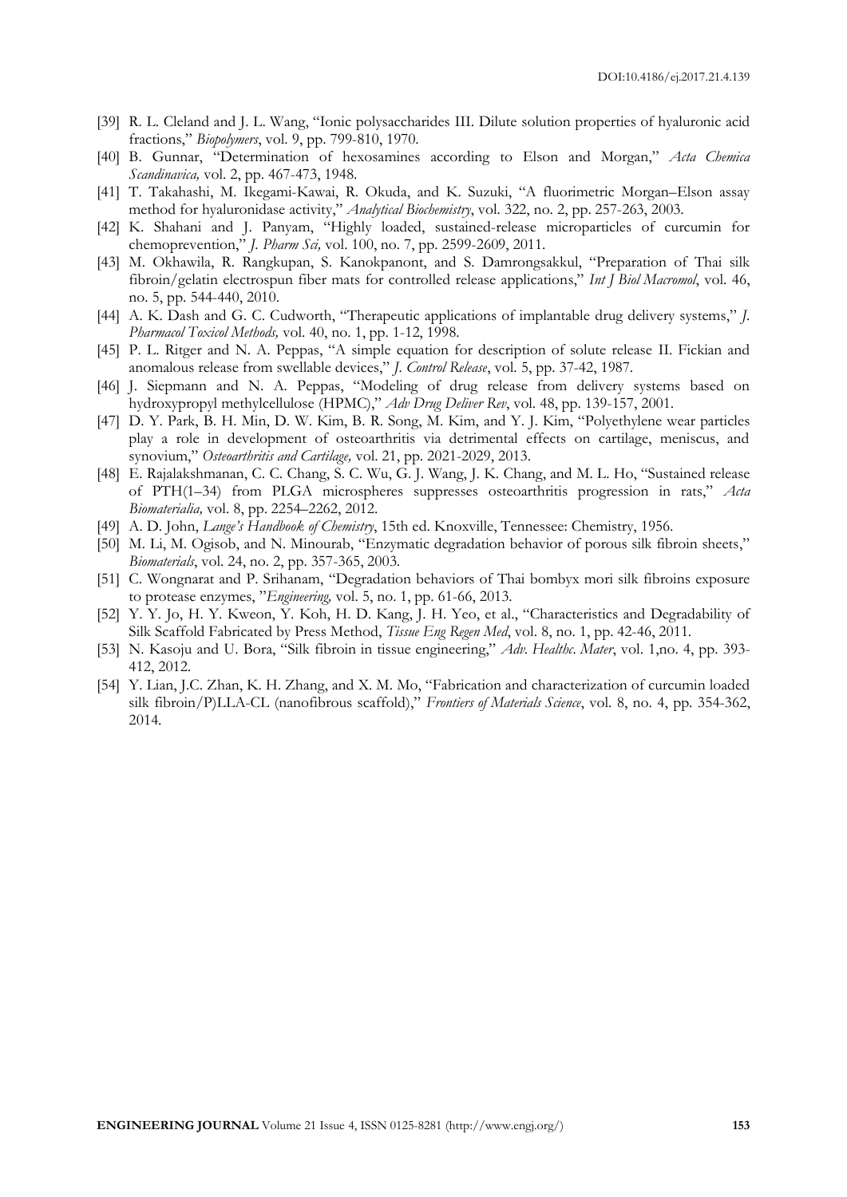[39] R. L. Cleland and J. L. Wang, "Ionic polysaccharides III. Dilute solution properties of hyaluronic acid fractions," *Biopolymers*, vol. 9, pp. 799-810, 1970.

[40] B. Gunnar, "Determination of hexosamines according to Elson and Morgan," *Acta Chemica Scandinavica,* vol. 2, pp. 467-473, 1948.

[41] T. Takahashi, M. Ikegami-Kawai, R. Okuda, and K. Suzuki, "A fluorimetric Morgan–Elson assay method for hyaluronidase activity," *Analytical Biochemistry*, vol. 322, no. 2, pp. 257-263, 2003.

[42] K. Shahani and J. Panyam, "Highly loaded, sustained-release microparticles of curcumin for chemoprevention," *J. Pharm Sci,* vol. 100, no. 7, pp. 2599-2609, 2011.

[43] M. Okhawila, R. Rangkupan, S. Kanokpanont, and S. Damrongsakkul, "Preparation of Thai silk fibroin/gelatin electrospun fiber mats for controlled release applications," *Int J Biol Macromol*, vol. 46, no. 5, pp. 544-440, 2010.

[44] A. K. Dash and G. C. Cudworth, "Therapeutic applications of implantable drug delivery systems," *J. Pharmacol Toxicol Methods,* vol. 40, no. 1, pp. 1-12, 1998.

[45] P. L. Ritger and N. A. Peppas, "A simple equation for description of solute release II. Fickian and anomalous release from swellable devices," *J. Control Release*, vol. 5, pp. 37-42, 1987.

[46] J. Siepmann and N. A. Peppas, "Modeling of drug release from delivery systems based on hydroxypropyl methylcellulose (HPMC)," *Adv Drug Deliver Rev*, vol. 48, pp. 139-157, 2001.

[47] D. Y. Park, B. H. Min, D. W. Kim, B. R. Song, M. Kim, and Y. J. Kim, "Polyethylene wear particles play a role in development of osteoarthritis via detrimental effects on cartilage, meniscus, and synovium," *Osteoarthritis and Cartilage,* vol. 21, pp. 2021-2029, 2013.

[48] E. Rajalakshmanan, C. C. Chang, S. C. Wu, G. J. Wang, J. K. Chang, and M. L. Ho, "Sustained release of PTH(1–34) from PLGA microspheres suppresses osteoarthritis progression in rats," *Acta Biomaterialia,* vol. 8, pp. 2254–2262, 2012.

[49] A. D. John, *Lange's Handbook of Chemistry*, 15th ed. Knoxville, Tennessee: Chemistry, 1956.

[50] M. Li, M. Ogisob, and N. Minourab, "Enzymatic degradation behavior of porous silk fibroin sheets," *Biomaterials*, vol. 24, no. 2, pp. 357-365, 2003.

[51] C. Wongnarat and P. Srihanam, "Degradation behaviors of Thai bombyx mori silk fibroins exposure to protease enzymes, "*Engineering,* vol. 5, no. 1, pp. 61-66, 2013.

[52] Y. Y. Jo, H. Y. Kweon, Y. Koh, H. D. Kang, J. H. Yeo, et al., "Characteristics and Degradability of Silk Scaffold Fabricated by Press Method, *Tissue Eng Regen Med*, vol. 8, no. 1, pp. 42-46, 2011.

[53] N. Kasoju and U. Bora, "Silk fibroin in tissue engineering," *Adv. Healthc. Mater*, vol. 1,no. 4, pp. 393-412, 2012.

[54] Y. Lian, J.C. Zhan, K. H. Zhang, and X. M. Mo, "Fabrication and characterization of curcumin loaded silk fibroin/P)LLA-CL (nanofibrous scaffold)," *Frontiers of Materials Science*, vol. 8, no. 4, pp. 354-362, 2014.